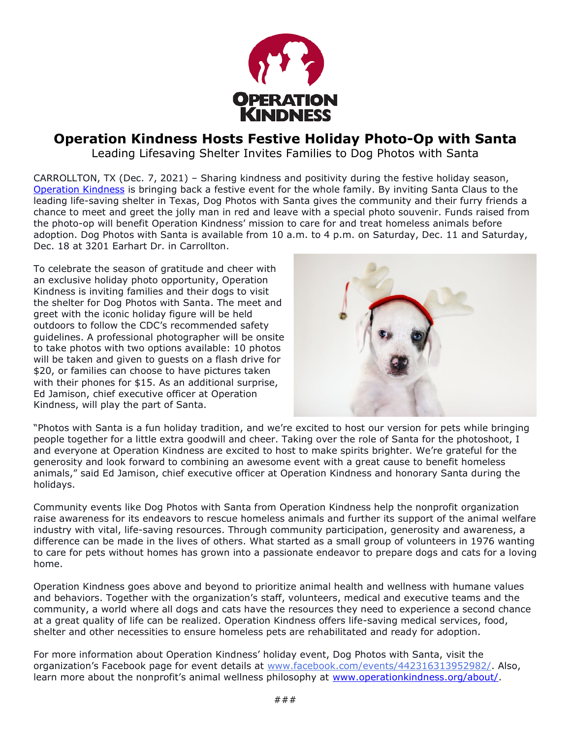# Operation Kindness Hosts Festive Holiday Photo-Op with Santa

Leading Lifesaving Shelter Invites Families to Dog Photos with Santa

CARROLLTON, TX (Dec. 7, 2021) – Sharing kindness and positivity during the festive holiday season, Operation Kindness is bringing back a festive event for the whole family. By inviting Santa Claus to the leading life-saving shelter in Texas, Dog Photos with Santa gives the community and their furry friends a chance to meet and greet the jolly man in red and leave with a special photo souvenir. Funds raised from the photo-op will benefit Operation Kindness' mission to care for and treat homeless animals before adoption. Dog Photos with Santa is available from 10 a.m. to 4 p.m. on Saturday, Dec. 11 and Saturday, Dec. 18 at 3201 Earhart Dr. in Carrollton.

To celebrate the season of gratitude and cheer with an exclusive holiday photo opportunity, Operation Kindness is inviting families and their dogs to visit the shelter for Dog Photos with Santa. The meet and greet with the iconic holiday figure will be held outdoors to follow the CDC's recommended safety guidelines. A professional photographer will be onsite to take photos with two options available: 10 photos will be taken and given to guests on a flash drive for $20, or families can choose to have pictures taken with their phones for $15. As an additional surprise, Ed Jamison, chief executive officer at Operation Kindness, will play the part of Santa.

"Photos with Santa is a fun holiday tradition, and we're excited to host our version for pets while bringing people together for a little extra goodwill and cheer. Taking over the role of Santa for the photoshoot, I and everyone at Operation Kindness are excited to host to make spirits brighter. We're grateful for the generosity and look forward to combining an awesome event with a great cause to benefit homeless animals," said Ed Jamison, chief executive officer at Operation Kindness and honorary Santa during the holidays.

Community events like Dog Photos with Santa from Operation Kindness help the nonprofit organization raise awareness for its endeavors to rescue homeless animals and further its support of the animal welfare industry with vital, life-saving resources. Through community participation, generosity and awareness, a difference can be made in the lives of others. What started as a small group of volunteers in 1976 wanting to care for pets without homes has grown into a passionate endeavor to prepare dogs and cats for a loving home.

Operation Kindness goes above and beyond to prioritize animal health and wellness with humane values and behaviors. Together with the organization's staff, volunteers, medical and executive teams and the community, a world where all dogs and cats have the resources they need to experience a second chance at a great quality of life can be realized. Operation Kindness offers life-saving medical services, food, shelter and other necessities to ensure homeless pets are rehabilitated and ready for adoption.

For more information about Operation Kindness' holiday event, Dog Photos with Santa, visit the organization's Facebook page for event details at www.facebook.com/events/442316313952982/. Also, learn more about the nonprofit's animal wellness philosophy at www.operationkindness.org/about/.

###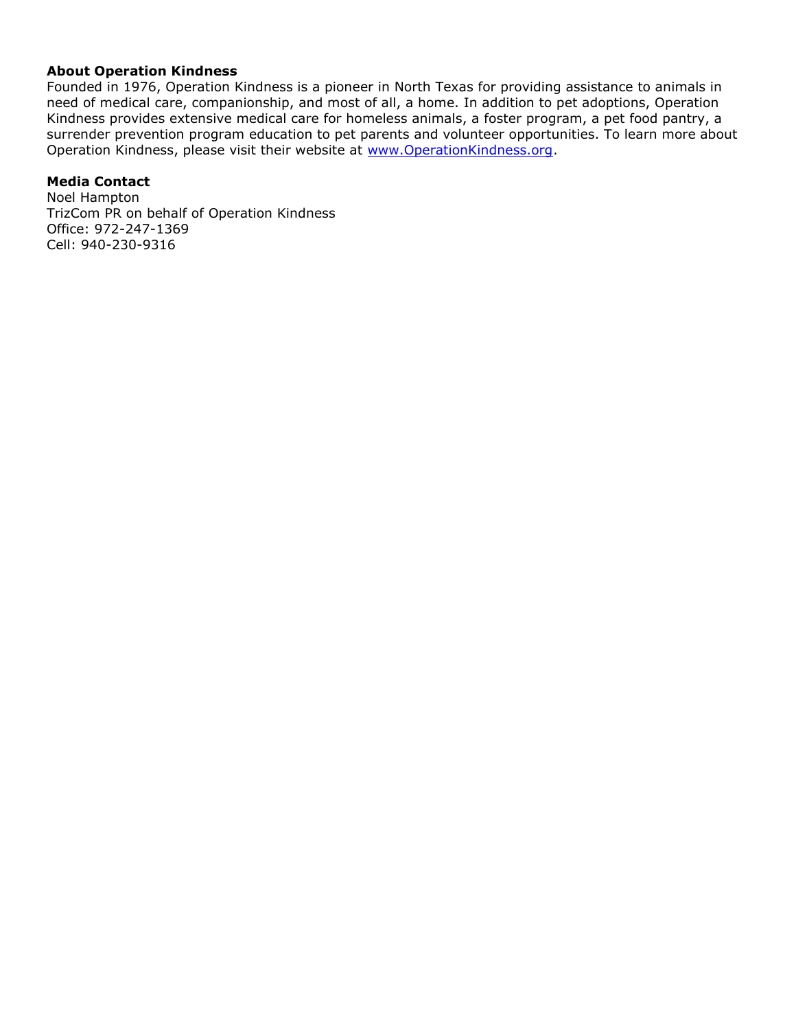**About Operation Kindness**

Founded in 1976, Operation Kindness is a pioneer in North Texas for providing assistance to animals in need of medical care, companionship, and most of all, a home. In addition to pet adoptions, Operation Kindness provides extensive medical care for homeless animals, a foster program, a pet food pantry, a surrender prevention program education to pet parents and volunteer opportunities. To learn more about Operation Kindness, please visit their website at [www.OperationKindness.org](http://www.OperationKindness.org).

**Media Contact**

Noel Hampton
TrizCom PR on behalf of Operation Kindness
Office: 972-247-1369
Cell: 940-230-9316